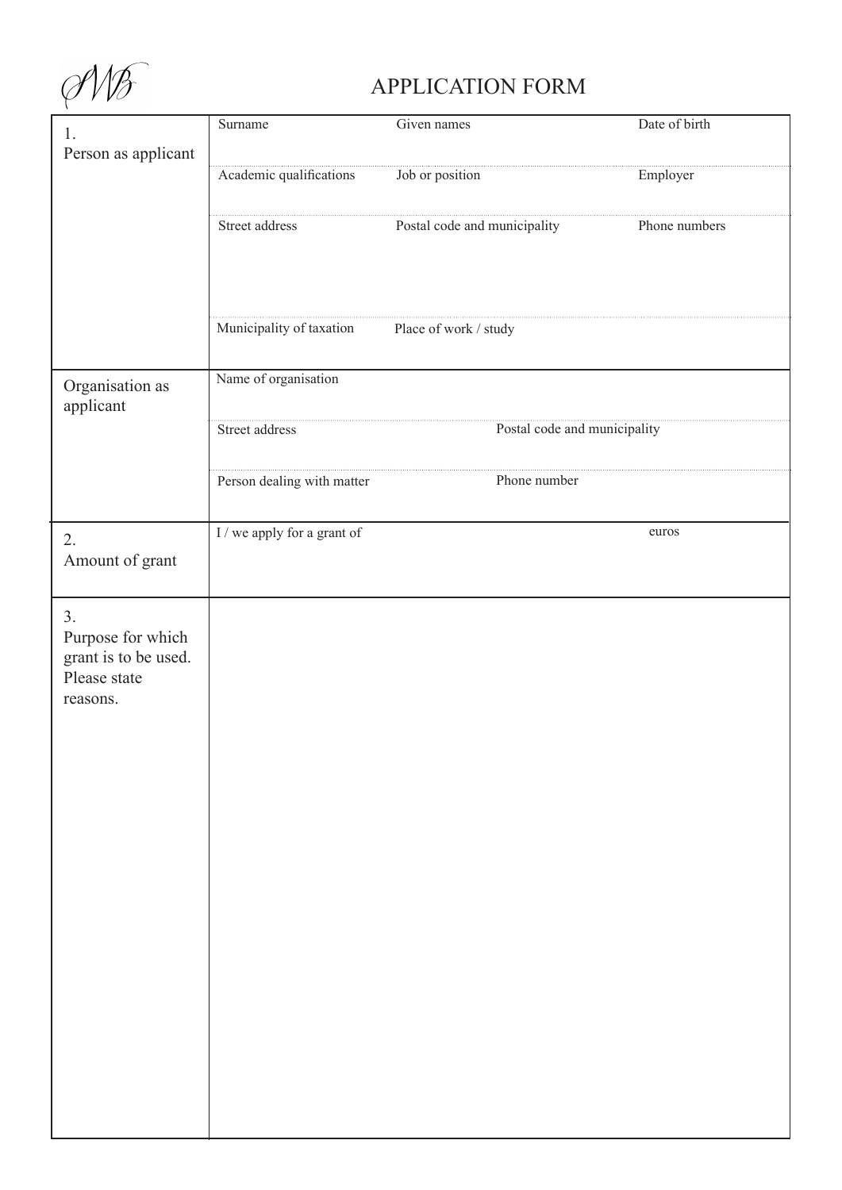# APPLICATION FORM

| | | | |
|---|---|---|---|
| 1. Person as applicant | Surname | Given names | Date of birth |
| | Academic qualifications | Job or position | Employer |
| | Street address | Postal code and municipality | Phone numbers |
| | Municipality of taxation | Place of work / study | |
| Organisation as applicant | Name of organisation | | |
| | Street address | Postal code and municipality | |
| | Person dealing with matter | Phone number | |
| 2. Amount of grant | I / we apply for a grant of | | euros |
| 3. Purpose for which grant is to be used. Please state reasons. | | | |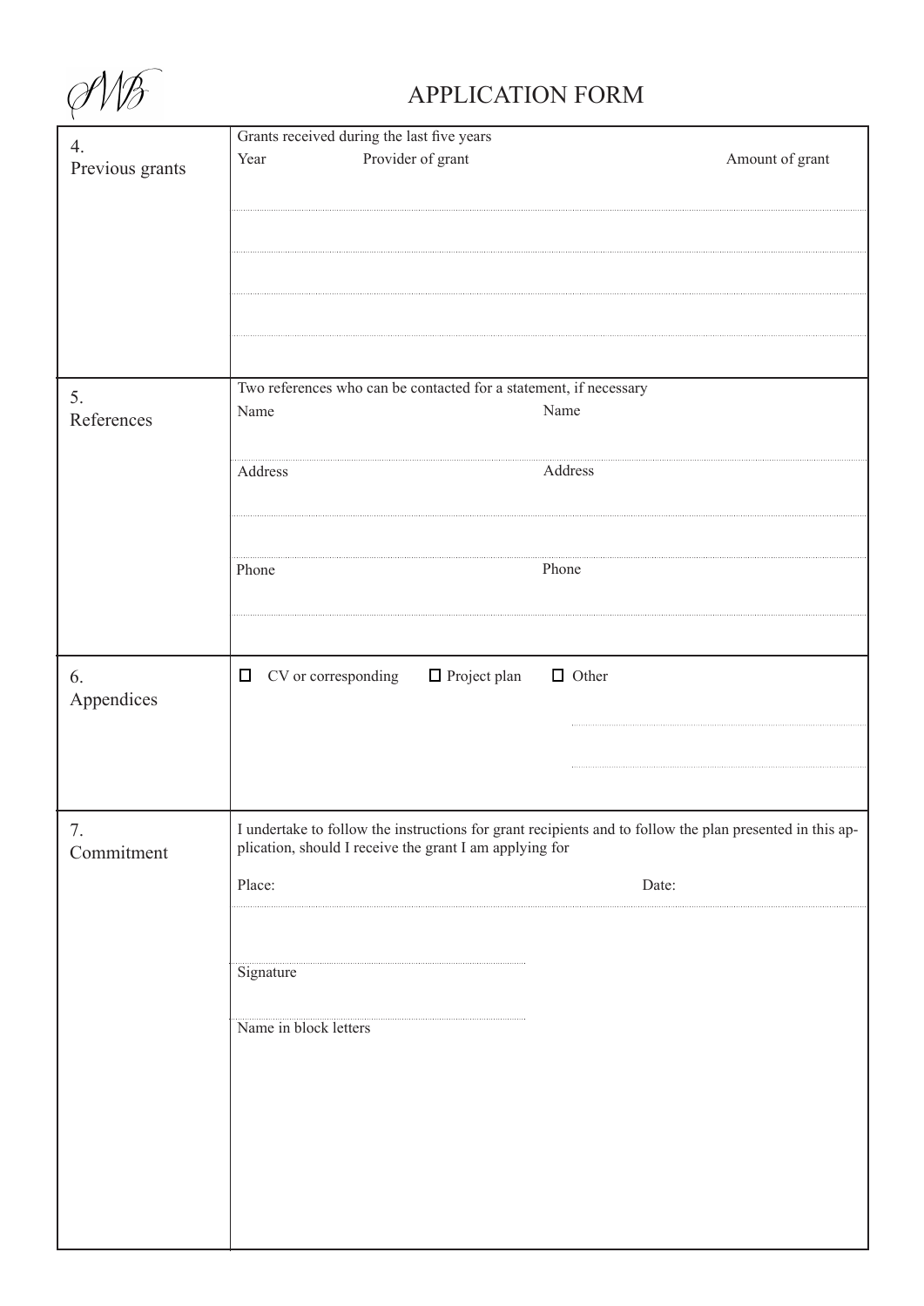# APPLICATION FORM

| | |
|---|---|
| 4. Previous grants | Grants received during the last five years<br>Year / Provider of grant / Amount of grant |
| 5. References | Two references who can be contacted for a statement, if necessary<br>Name / Name<br>Address / Address<br>Phone / Phone |
| 6. Appendices | ☐ CV or corresponding ☐ Project plan ☐ Other |
| 7. Commitment | I undertake to follow the instructions for grant recipients and to follow the plan presented in this application, should I receive the grant I am applying for<br>Place: Date:<br>Signature<br>Name in block letters |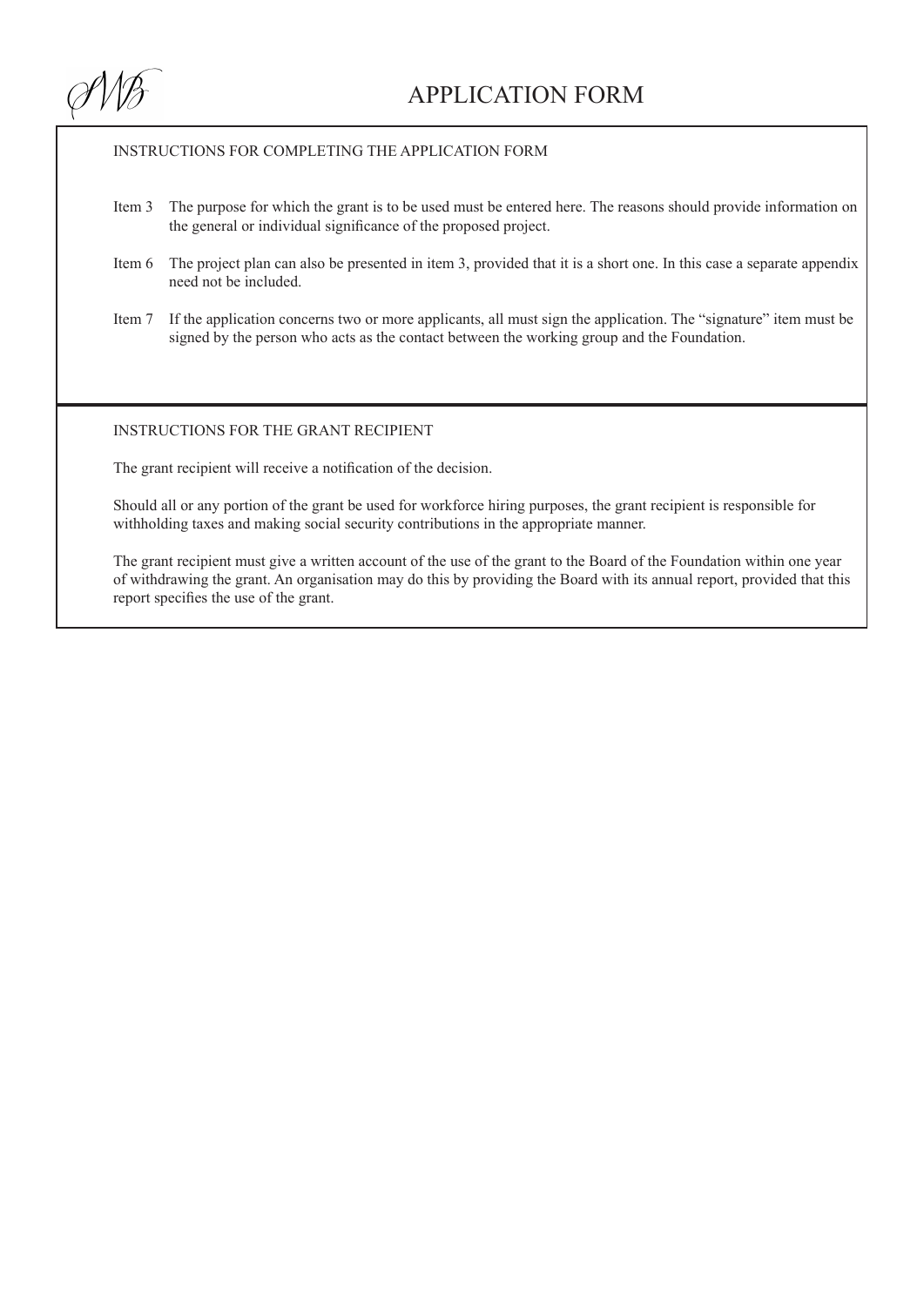# APPLICATION FORM

## INSTRUCTIONS FOR COMPLETING THE APPLICATION FORM

Item 3 The purpose for which the grant is to be used must be entered here. The reasons should provide information on the general or individual significance of the proposed project.

Item 6 The project plan can also be presented in item 3, provided that it is a short one. In this case a separate appendix need not be included.

Item 7 If the application concerns two or more applicants, all must sign the application. The "signature" item must be signed by the person who acts as the contact between the working group and the Foundation.

## INSTRUCTIONS FOR THE GRANT RECIPIENT

The grant recipient will receive a notification of the decision.

Should all or any portion of the grant be used for workforce hiring purposes, the grant recipient is responsible for withholding taxes and making social security contributions in the appropriate manner.

The grant recipient must give a written account of the use of the grant to the Board of the Foundation within one year of withdrawing the grant. An organisation may do this by providing the Board with its annual report, provided that this report specifies the use of the grant.